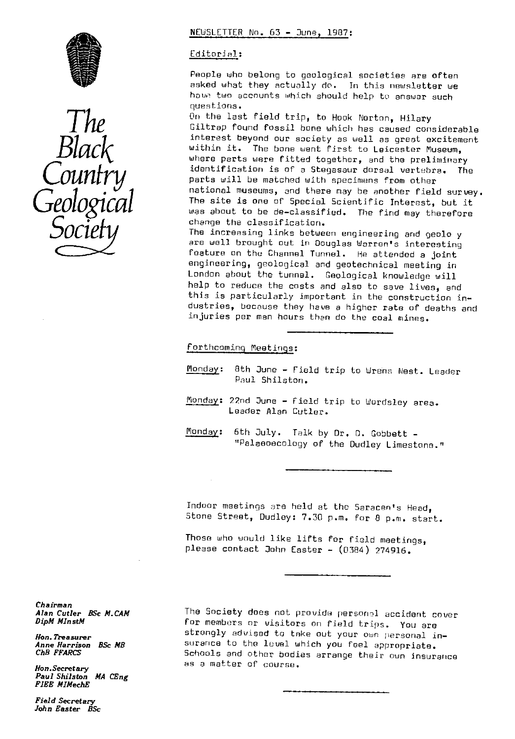# The Black Country Geological Society

NEWSLETTER No. 63 - June, 1987:

## Editorial:

People who belong to geological societies are often asked what they actually do. In this newsletter we have two accounts which should help to answer such questions.

On the last field trip, to Hook Norton, Hilary Giltrap found fossil bone which has caused considerable interest beyond our society as well as great excitement within it. The bone went first to Leicester Museum, where parts were fitted together, and the preliminary identification is of a Stegasaur dorsal vertebra. The parts will be matched with specimens from other national museums, and there may be another field survey. The site is one of Special Scientific Interest, but it was about to be de-classified. The find may therefore change the classification.

The increasing links between engineering and geolo y are well brought out in Douglas Warren's interesting feature on the Channel Tunnel. He attended a joint engineering, geological and geotechnical meeting in London about the tunnel. Geological knowledge will help to reduce the costs and also to save lives, and this is particularly important in the construction industries, because they have a higher rate of deaths and injuries per man hours than do the coal mines.

---

## Forthcoming Meetings:

Monday: 8th June - Field trip to Wrens Nest. Leader Paul Shilston.

Monday: 22nd June - Field trip to Wordsley area. Leader Alan Cutler.

Monday: 6th July. Talk by Dr. D. Gobbett - "Palaeoecology of the Dudley Limestone."

---

Indoor meetings are held at the Saracen's Head, Stone Street, Dudley: 7.30 p.m. for 8 p.m. start.

Those who would like lifts for field meetings, please contact John Easter - (0384) 274916.

---

The Society does not provide personal accident cover for members or visitors on field trips. You are strongly advised to take out your own personal insurance to the level which you feel appropriate. Schools and other bodies arrange their own insurance as a matter of course.

---

*Chairman*
*Alan Cutler BSc M.CAM DipM MInstM*

*Hon. Treasurer*
*Anne Harrison BSc MB ChB FFARCS*

*Hon. Secretary*
*Paul Shilston MA CEng FIEE MIMechE*

*Field Secretary*
*John Easter BSc*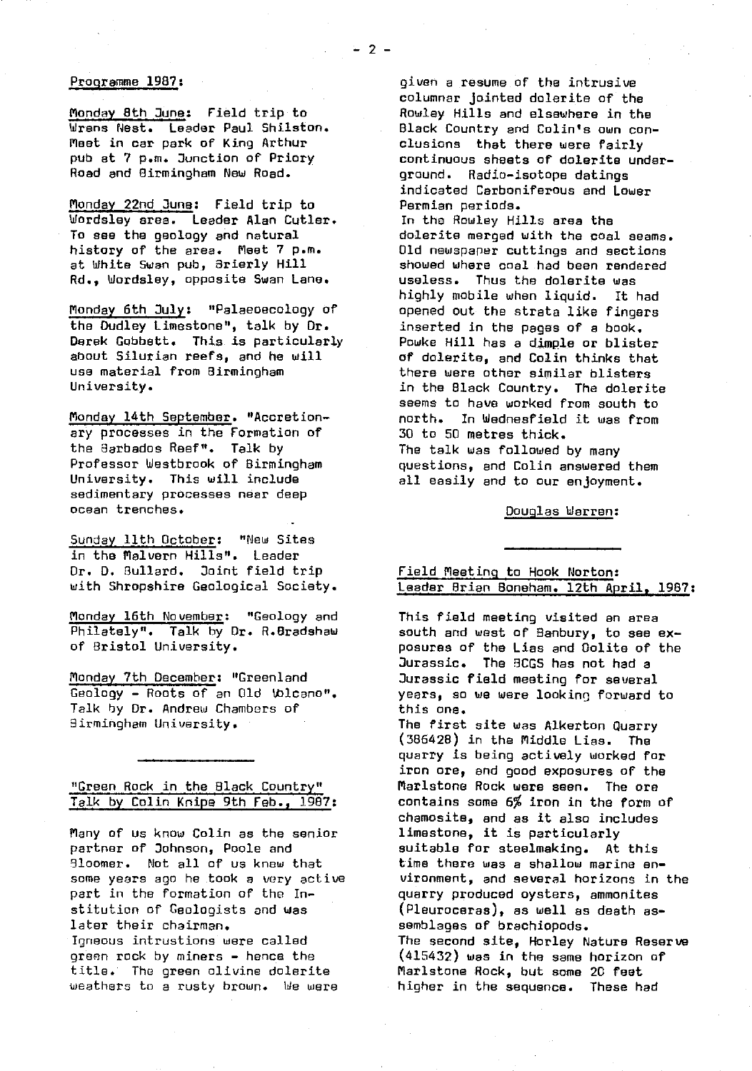Programme 1987:

Monday 8th June: Field trip to Wrens Nest. Leader Paul Shilston. Meet in car park of King Arthur pub at 7 p.m. Junction of Priory Road and Birmingham New Road.

Monday 22nd June: Field trip to Wordsley area. Leader Alan Cutler. To see the geology and natural history of the area. Meet 7 p.m. at White Swan pub, Brierly Hill Rd., Wordsley, opposite Swan Lane.

Monday 6th July: "Palaeoecology of the Dudley Limestone", talk by Dr. Derek Gobbett. This is particularly about Silurian reefs, and he will use material from Birmingham University.

Monday 14th September. "Accretionary processes in the Formation of the Barbados Reef". Talk by Professor Westbrook of Birmingham University. This will include sedimentary processes near deep ocean trenches.

Sunday 11th October: "New Sites in the Malvern Hills". Leader Dr. D. Bullard. Joint field trip with Shropshire Geological Society.

Monday 16th November: "Geology and Philately". Talk by Dr. R.Bradshaw of Bristol University.

Monday 7th December: "Greenland Geology - Roots of an Old Volcano". Talk by Dr. Andrew Chambers of Birmingham University.

---

## "Green Rock in the Black Country" Talk by Colin Knipe 9th Feb., 1987:

Many of us know Colin as the senior partner of Johnson, Poole and Bloomer. Not all of us knew that some years ago he took a very active part in the formation of the Institution of Geologists and was later their chairman.

Igneous intrustions were called green rock by miners - hence the title. The green olivine dolerite weathers to a rusty brown. We were given a resume of the intrusive columnar jointed dolerite of the Rowley Hills and elsewhere in the Black Country and Colin's own conclusions that there were fairly continuous sheets of dolerite underground. Radio-isotope datings indicated Carboniferous and Lower Permian periods.

In the Rowley Hills area the dolerite merged with the coal seams. Old newspaper cuttings and sections showed where coal had been rendered useless. Thus the dolerite was highly mobile when liquid. It had opened out the strata like fingers inserted in the pages of a book. Powke Hill has a dimple or blister of dolerite, and Colin thinks that there were other similar blisters in the Black Country. The dolerite seems to have worked from south to north. In Wednesfield it was from 30 to 50 metres thick.

The talk was followed by many questions, and Colin answered them all easily and to our enjoyment.

Douglas Warren:

---

## Field Meeting to Hook Norton: Leader Brian Boneham. 12th April, 1987:

This field meeting visited an area south and west of Banbury, to see exposures of the Lias and Oolite of the Jurassic. The BCGS has not had a Jurassic field meeting for several years, so we were looking forward to this one.

The first site was Alkerton Quarry (386428) in the Middle Lias. The quarry is being actively worked for iron ore, and good exposures of the Marlstone Rock were seen. The ore contains some 6% iron in the form of chamosite, and as it also includes limestone, it is particularly suitable for steelmaking. At this time there was a shallow marine environment, and several horizons in the quarry produced oysters, ammonites (Pleuroceras), as well as death assemblages of brachiopods.

The second site, Horley Nature Reserve (415432) was in the same horizon of Marlstone Rock, but some 20 feet higher in the sequence. These had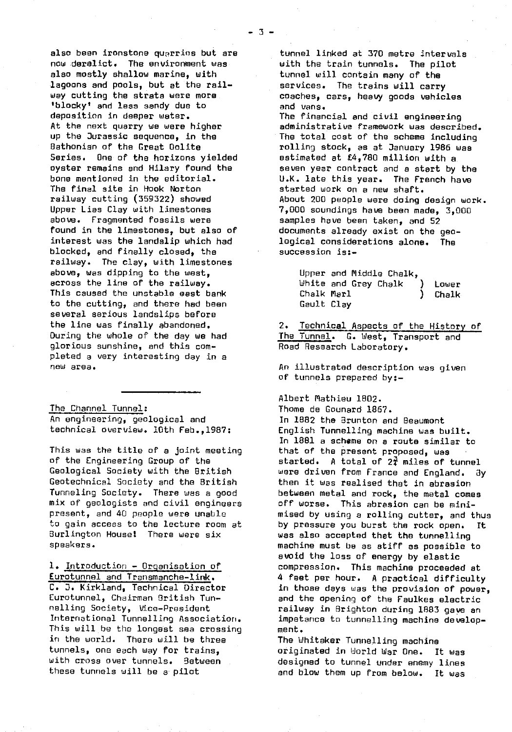also been ironstone quarries but are now derelict. The environment was also mostly shallow marine, with lagoons and pools, but at the railway cutting the strata were more 'blocky' and less sandy due to deposition in deeper water.
At the next quarry we were higher up the Jurassic sequence, in the Bathonian of the Great Oolite Series. One of the horizons yielded oyster remains and Hilary found the bone mentioned in the editorial.
The final site in Hook Norton railway cutting (359322) showed Upper Lias Clay with limestones above. Fragmented fossils were found in the limestones, but also of interest was the landslip which had blocked, and finally closed, the railway. The clay, with limestones above, was dipping to the west, across the line of the railway. This caused the unstable east bank to the cutting, and there had been several serious landslips before the line was finally abandoned.
During the whole of the day we had glorious sunshine, and this completed a very interesting day in a new area.

---

The Channel Tunnel:
An engineering, geological and technical overview. 10th Feb.,1987:

This was the title of a joint meeting of the Engineering Group of the Geological Society with the British Geotechnical Society and the British Tunneling Society. There was a good mix of geologists and civil engineers present, and 40 people were unable to gain access to the lecture room at Burlington House! There were six speakers.

1. Introduction - Organisation of Eurotunnel and Transmanche-link.
C. J. Kirkland, Technical Director Eurotunnel, Chairman British Tunnelling Society, Vice-President International Tunnelling Association.
This will be the longest sea crossing in the world. There will be three tunnels, one each way for trains, with cross over tunnels. Between these tunnels will be a pilot tunnel linked at 370 metre intervals with the train tunnels. The pilot tunnel will contain many of the services. The trains will carry coaches, cars, heavy goods vehicles and vans.
The financial and civil engineering administrative framework was described. The total cost of the scheme including rolling stock, as at January 1986 was estimated at £4,780 million with a seven year contract and a start by the U.K. late this year. The French have started work on a new shaft.
About 200 people were doing design work. 7,000 soundings have been made, 3,000 samples have been taken, and 52 documents already exist on the geological considerations alone. The succession is:-

Upper and Middle Chalk,
White and Grey Chalk ) Lower
Chalk Marl ) Chalk
Gault Clay

2. Technical Aspects of the History of The Tunnel. G. West, Transport and Road Research Laboratory.

An illustrated description was given of tunnels prepared by:-

Albert Mathieu 1802.
Thome de Gounard 1867.
In 1882 the Brunton and Beaumont English Tunnelling machine was built. In 1881 a scheme on a route similar to that of the present proposed, was started. A total of 2¾ miles of tunnel were driven from France and England. By then it was realised that in abrasion between metal and rock, the metal comes off worse. This abrasion can be minimised by using a rolling cutter, and thus by pressure you burst the rock open. It was also accepted that the tunnelling machine must be as stiff as possible to avoid the loss of energy by elastic compression. This machine proceeded at 4 feet per hour. A practical difficulty in those days was the provision of power, and the opening of the Faulkes electric railway in Brighton during 1883 gave an impetance to tunnelling machine development.
The Whitaker Tunnelling machine originated in World War One. It was designed to tunnel under enemy lines and blow them up from below. It was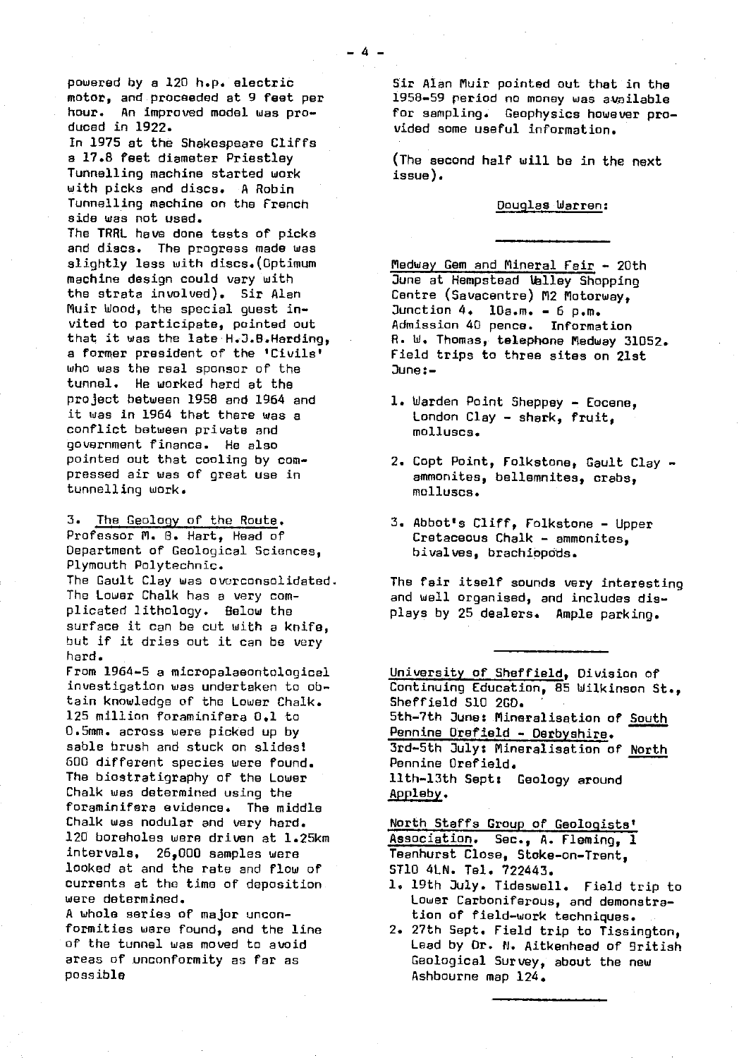powered by a 120 h.p. electric motor, and proceeded at 9 feet per hour. An improved model was produced in 1922.

In 1975 at the Shakespeare Cliffs a 17.8 feet diameter Priestley Tunnelling machine started work with picks and discs. A Robin Tunnelling machine on the French side was not used.

The TRRL have done tests of picks and discs. The progress made was slightly less with discs.(Optimum machine design could vary with the strata involved). Sir Alan Muir Wood, the special guest invited to participate, pointed out that it was the late H.J.B.Harding, a former president of the 'Civils' who was the real sponsor of the tunnel. He worked hard at the project between 1958 and 1964 and it was in 1964 that there was a conflict between private and government finance. He also pointed out that cooling by compressed air was of great use in tunnelling work.

3. The Geology of the Route. Professor M. B. Hart, Head of Department of Geological Sciences, Plymouth Polytechnic.

The Gault Clay was overconsolidated. The Lower Chalk has a very complicated lithology. Below the surface it can be cut with a knife, but if it dries out it can be very hard.

From 1964-5 a micropalaeontological investigation was undertaken to obtain knowledge of the Lower Chalk. 125 million foraminifera 0.1 to 0.5mm. across were picked up by sable brush and stuck on slides! 600 different species were found. The biostratigraphy of the Lower Chalk was determined using the foraminifera evidence. The middle Chalk was nodular and very hard. 120 boreholes were driven at 1.25km intervals. 26,000 samples were looked at and the rate and flow of currents at the time of deposition were determined.

A whole series of major unconformities were found, and the line of the tunnel was moved to avoid areas of unconformity as far as possible

Sir Alan Muir pointed out that in the 1958-59 period no money was available for sampling. Geophysics however provided some useful information.

(The second half will be in the next issue).

Douglas Warren:

---

Medway Gem and Mineral Fair - 20th June at Hempstead Valley Shopping Centre (Savacentre) M2 Motorway, Junction 4. 10a.m. - 6 p.m. Admission 40 pence. Information R. W. Thomas, telephone Medway 31052. Field trips to three sites on 21st June:-

1. Warden Point Sheppey - Eocene, London Clay - shark, fruit, molluscs.
2. Copt Point, Folkstone, Gault Clay - ammonites, bellemnites, crabs, molluscs.
3. Abbot's Cliff, Folkstone - Upper Cretaceous Chalk - ammonites, bivalves, brachiopods.

The fair itself sounds very interesting and well organised, and includes displays by 25 dealers. Ample parking.

---

University of Sheffield, Division of Continuing Education, 85 Wilkinson St., Sheffield S10 2GD.

5th-7th June: Mineralisation of South Pennine Orefield - Derbyshire.

3rd-5th July: Mineralisation of North Pennine Orefield.

11th-13th Sept: Geology around Appleby.

North Staffs Group of Geologists' Association. Sec., A. Fleming, 1 Teanhurst Close, Stoke-on-Trent, ST10 4LN. Tel. 722443.

1. 19th July. Tideswell. Field trip to Lower Carboniferous, and demonstration of field-work techniques.
2. 27th Sept. Field trip to Tissington, Lead by Dr. N. Aitkenhead of British Geological Survey, about the new Ashbourne map 124.

---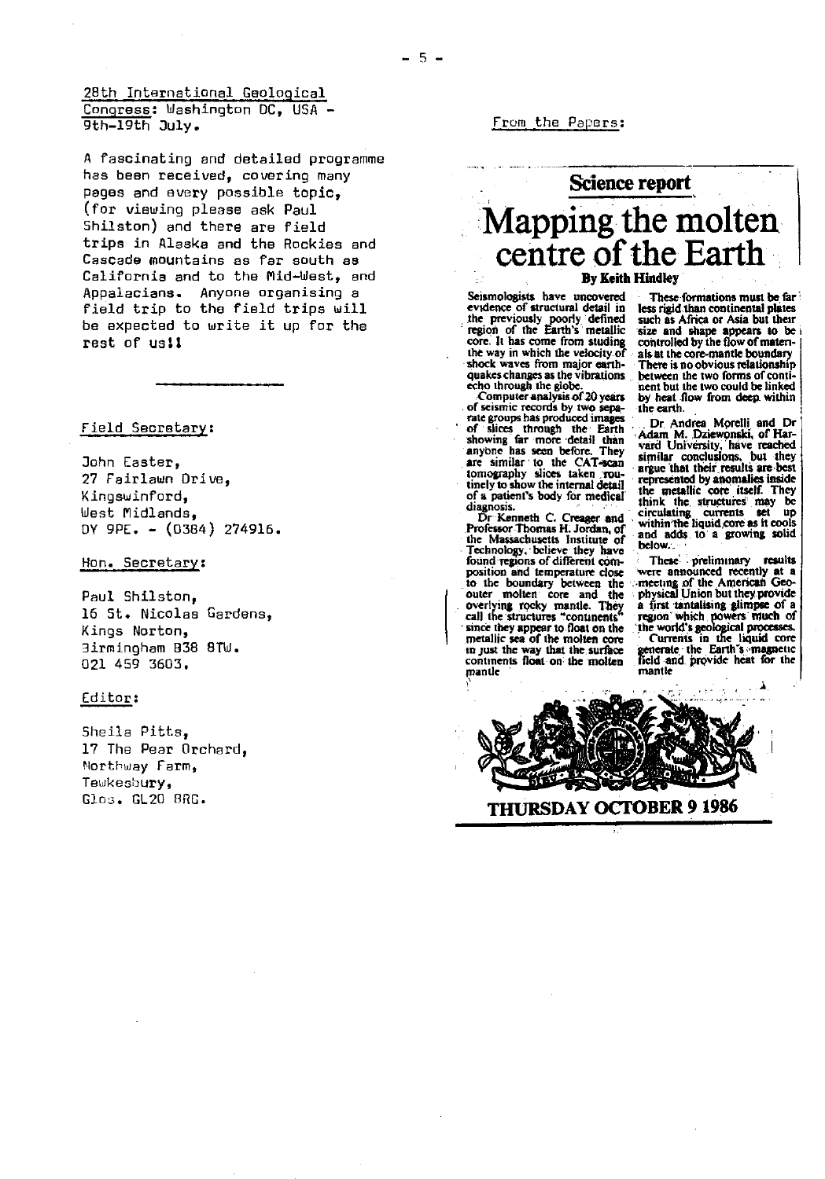28th International Geological Congress: Washington DC, USA - 9th-19th July.

A fascinating and detailed programme has been received, covering many pages and every possible topic, (for viewing please ask Paul Shilston) and there are field trips in Alaska and the Rockies and Cascade mountains as far south as California and to the Mid-West, and Appalacians. Anyone organising a field trip to the field trips will be expected to write it up for the rest of us!!

---

Field Secretary:

John Easter,
27 Fairlawn Drive,
Kingswinford,
West Midlands,
DY 9PE. - (0384) 274916.

Hon. Secretary:

Paul Shilston,
16 St. Nicolas Gardens,
Kings Norton,
Birmingham B38 8TW.
021 459 3603.

Editor:

Sheila Pitts,
17 The Pear Orchard,
Northway Farm,
Tewkesbury,
Glos. GL20 8RG.

From the Papers:

## Science report

# Mapping the molten centre of the Earth

**By Keith Hindley**

Seismologists have uncovered evidence of structural detail in the previously poorly defined region of the Earth's metallic core. It has come from studing the way in which the velocity of shock waves from major earthquakes changes as the vibrations echo through the globe.

Computer analysis of 20 years of seismic records by two separate groups has produced images of slices through the Earth showing far more detail than anyone has seen before. They are similar to the CAT-scan tomography slices taken routinely to show the internal detail of a patient's body for medical diagnosis.

Dr Kenneth C. Creager and Professor Thomas H. Jordan, of the Massachusetts Institute of Technology, believe they have found regions of different composition and temperature close to the boundary between the outer molten core and the overlying rocky mantle. They call the structures "continents" since they appear to float on the metallic sea of the molten core in just the way that the surface continents float on the molten mantle

These formations must be far less rigid than continental plates such as Africa or Asia but their size and shape appears to be controlled by the flow of materials at the core-mantle boundary. There is no obvious relationship between the two forms of continent but the two could be linked by heat flow from deep within the earth.

Dr Andrea Morelli and Dr Adam M. Dziewonski, of Harvard University, have reached similar conclusions, but they argue that their results are best represented by anomalies inside the metallic core itself. They think the structures may be circulating currents set up within the liquid core as it cools and adds to a growing solid below.

These preliminary results were announced recently at a meeting of the American Geophysical Union but they provide a first tantalising glimpse of a region which powers much of the world's geological processes.

Currents in the liquid core generate the Earth's magnetic field and provide heat for the mantle

**THURSDAY OCTOBER 9 1986**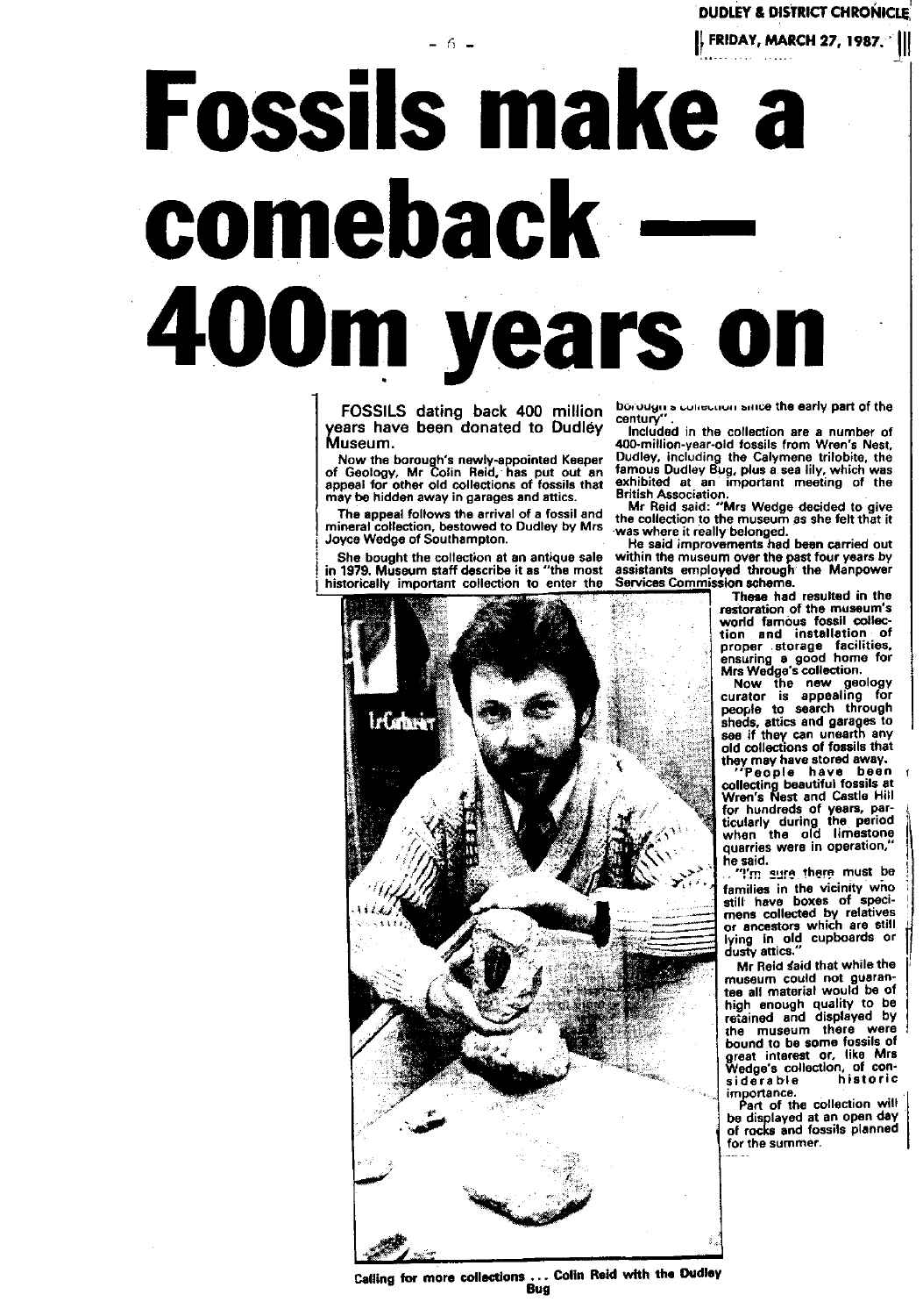DUDLEY & DISTRICT CHRONICLE

FRIDAY, MARCH 27, 1987.

# Fossils make a comeback — 400m years on

FOSSILS dating back 400 million years have been donated to Dudley Museum.

Now the borough's newly-appointed Keeper of Geology, Mr Colin Reid, has put out an appeal for other old collections of fossils that may be hidden away in garages and attics.

The appeal follows the arrival of a fossil and mineral collection, bestowed to Dudley by Mrs Joyce Wedge of Southampton.

She bought the collection at an antique sale in 1979. Museum staff describe it as "the most historically important collection to enter the borough's collection since the early part of the century".

Included in the collection are a number of 400-million-year-old fossils from Wren's Nest, Dudley, including the Calymene trilobite, the famous Dudley Bug, plus a sea lily, which was exhibited at an important meeting of the British Association.

Mr Reid said: "Mrs Wedge decided to give the collection to the museum as she felt that it was where it really belonged.

He said improvements had been carried out within the museum over the past four years by assistants employed through the Manpower Services Commission scheme.

These had resulted in the restoration of the museum's world famous fossil collection and installation of proper storage facilities, ensuring a good home for Mrs Wedge's collection.

Now the new geology curator is appealing for people to search through sheds, attics and garages to see if they can unearth any old collections of fossils that they may have stored away.

"People have been collecting beautiful fossils at Wren's Nest and Castle Hill for hundreds of years, particularly during the period when the old limestone quarries were in operation," he said.

"I'm sure there must be families in the vicinity who still have boxes of specimens collected by relatives or ancestors which are still lying in old cupboards or dusty attics."

Mr Reid said that while the museum could not guarantee all material would be of high enough quality to be retained and displayed by the museum there were bound to be some fossils of great interest or, like Mrs Wedge's collection, of considerable historic importance.

Part of the collection will be displayed at an open day of rocks and fossils planned for the summer.

Calling for more collections ... Colin Reid with the Dudley Bug